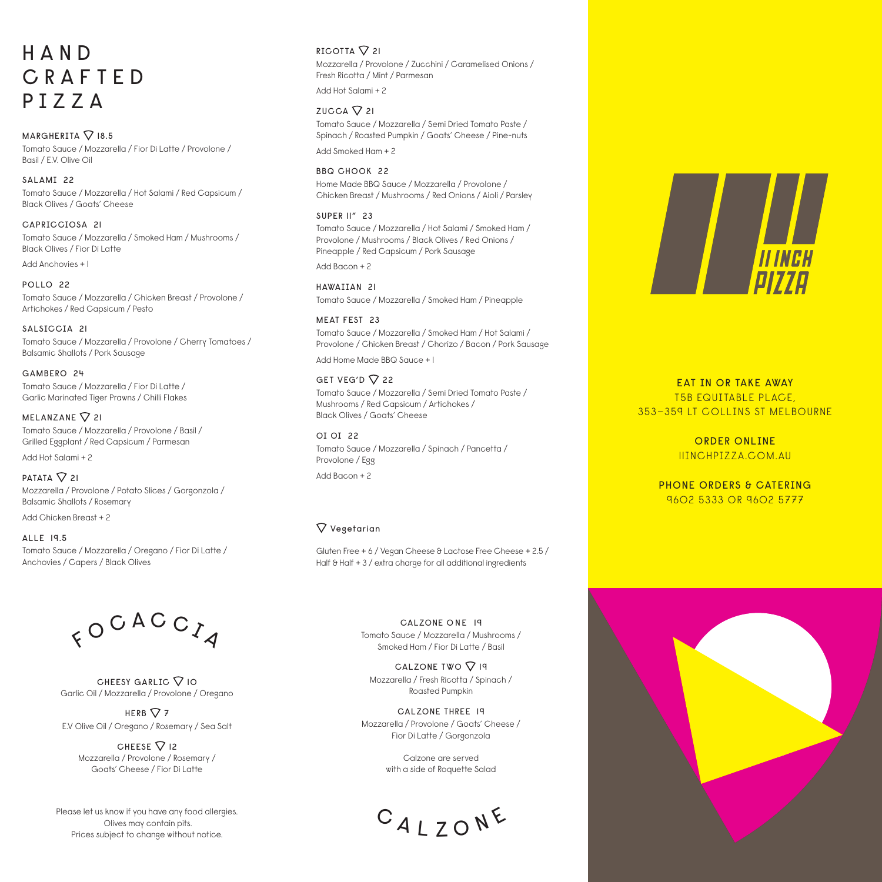# HAND CRAFTED PIZZA

**MARGHERITA ▽ 18.5**
Tomato Sauce / Mozzarella / Fior Di Latte / Provolone / Basil / E.V. Olive Oil

**SALAMI 22**
Tomato Sauce / Mozzarella / Hot Salami / Red Capsicum / Black Olives / Goats' Cheese

**CAPRICCIOSA 21**
Tomato Sauce / Mozzarella / Smoked Ham / Mushrooms / Black Olives / Fior Di Latte
Add Anchovies + 1

**POLLO 22**
Tomato Sauce / Mozzarella / Chicken Breast / Provolone / Artichokes / Red Capsicum / Pesto

**SALSICCIA 21**
Tomato Sauce / Mozzarella / Provolone / Cherry Tomatoes / Balsamic Shallots / Pork Sausage

**GAMBERO 24**
Tomato Sauce / Mozzarella / Fior Di Latte / Garlic Marinated Tiger Prawns / Chilli Flakes

**MELANZANE ▽ 21**
Tomato Sauce / Mozzarella / Provolone / Basil / Grilled Eggplant / Red Capsicum / Parmesan
Add Hot Salami + 2

**PATATA ▽ 21**
Mozzarella / Provolone / Potato Slices / Gorgonzola / Balsamic Shallots / Rosemary
Add Chicken Breast + 2

**ALLE 19.5**
Tomato Sauce / Mozzarella / Oregano / Fior Di Latte / Anchovies / Capers / Black Olives

**RICOTTA ▽ 21**
Mozzarella / Provolone / Zucchini / Caramelised Onions / Fresh Ricotta / Mint / Parmesan
Add Hot Salami + 2

**ZUCCA ▽ 21**
Tomato Sauce / Mozzarella / Semi Dried Tomato Paste / Spinach / Roasted Pumpkin / Goats' Cheese / Pine-nuts
Add Smoked Ham + 2

**BBQ CHOOK 22**
Home Made BBQ Sauce / Mozzarella / Provolone / Chicken Breast / Mushrooms / Red Onions / Aioli / Parsley

**SUPER 11" 23**
Tomato Sauce / Mozzarella / Hot Salami / Smoked Ham / Provolone / Mushrooms / Black Olives / Red Onions / Pineapple / Red Capsicum / Pork Sausage
Add Bacon + 2

**HAWAIIAN 21**
Tomato Sauce / Mozzarella / Smoked Ham / Pineapple

**MEAT FEST 23**
Tomato Sauce / Mozzarella / Smoked Ham / Hot Salami / Provolone / Chicken Breast / Chorizo / Bacon / Pork Sausage
Add Home Made BBQ Sauce + 1

**GET VEG'D ▽ 22**
Tomato Sauce / Mozzarella / Semi Dried Tomato Paste / Mushrooms / Red Capsicum / Artichokes / Black Olives / Goats' Cheese

**OI OI 22**
Tomato Sauce / Mozzarella / Spinach / Pancetta / Provolone / Egg
Add Bacon + 2

▽ Vegetarian

Gluten Free + 6 / Vegan Cheese & Lactose Free Cheese + 2.5 / Half & Half + 3 / extra charge for all additional ingredients

# FOCACCIA

**CHEESY GARLIC ▽ 10**
Garlic Oil / Mozzarella / Provolone / Oregano

**HERB ▽ 7**
E.V Olive Oil / Oregano / Rosemary / Sea Salt

**CHEESE ▽ 12**
Mozzarella / Provolone / Rosemary / Goats' Cheese / Fior Di Latte

Please let us know if you have any food allergies.
Olives may contain pits.
Prices subject to change without notice.

# CALZONE

**CALZONE ONE 19**
Tomato Sauce / Mozzarella / Mushrooms / Smoked Ham / Fior Di Latte / Basil

**CALZONE TWO ▽ 19**
Mozzarella / Fresh Ricotta / Spinach / Roasted Pumpkin

**CALZONE THREE 19**
Mozzarella / Provolone / Goats' Cheese / Fior Di Latte / Gorgonzola

Calzone are served with a side of Roquette Salad

11 INCH PIZZA

**EAT IN OR TAKE AWAY**
T5B EQUITABLE PLACE,
353–359 LT COLLINS ST MELBOURNE

**ORDER ONLINE**
11INCHPIZZA.COM.AU

**PHONE ORDERS & CATERING**
9602 5333 OR 9602 5777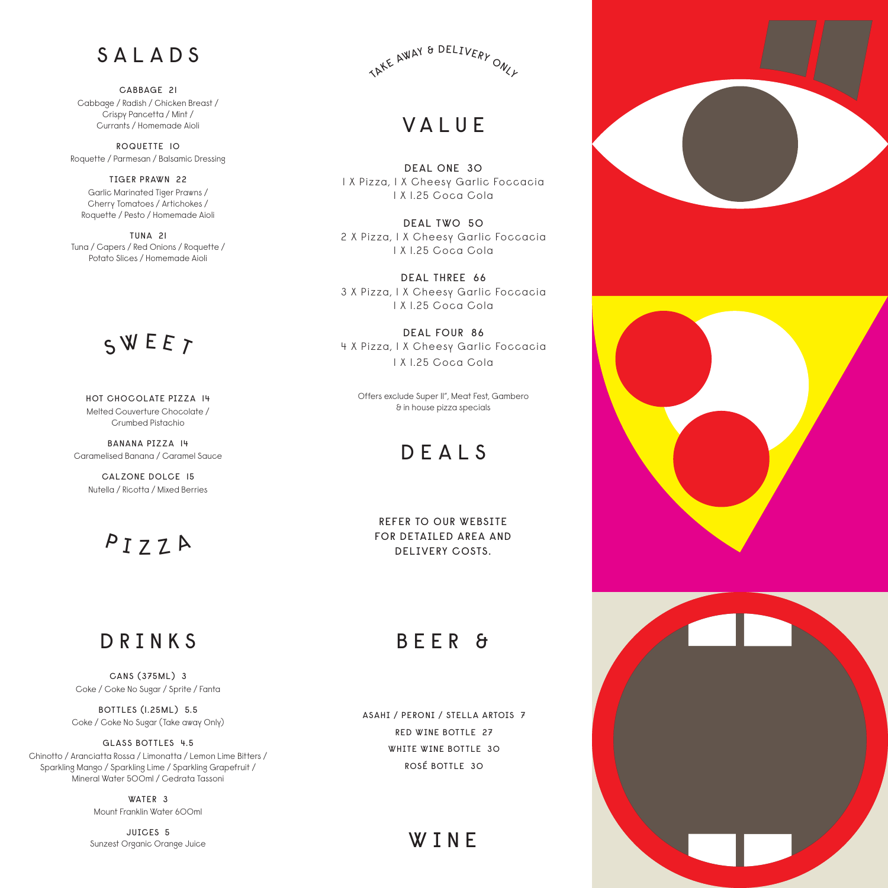# SALADS

**CABBAGE 21**
Cabbage / Radish / Chicken Breast / Crispy Pancetta / Mint / Currants / Homemade Aioli

**ROQUETTE 10**
Roquette / Parmesan / Balsamic Dressing

**TIGER PRAWN 22**
Garlic Marinated Tiger Prawns / Cherry Tomatoes / Artichokes / Roquette / Pesto / Homemade Aioli

**TUNA 21**
Tuna / Capers / Red Onions / Roquette / Potato Slices / Homemade Aioli

# SWEET

**HOT CHOCOLATE PIZZA 14**
Melted Couverture Chocolate / Crumbed Pistachio

**BANANA PIZZA 14**
Caramelised Banana / Caramel Sauce

**CALZONE DOLCE 15**
Nutella / Ricotta / Mixed Berries

# PIZZA

TAKE AWAY & DELIVERY ONLY

# VALUE

**DEAL ONE 30**
1 X Pizza, 1 X Cheesy Garlic Foccacia
1 X 1.25 Coca Cola

**DEAL TWO 50**
2 X Pizza, 1 X Cheesy Garlic Foccacia
1 X 1.25 Coca Cola

**DEAL THREE 66**
3 X Pizza, 1 X Cheesy Garlic Foccacia
1 X 1.25 Coca Cola

**DEAL FOUR 86**
4 X Pizza, 1 X Cheesy Garlic Foccacia
1 X 1.25 Coca Cola

Offers exclude Super 11", Meat Fest, Gambero & in house pizza specials

# DEALS

REFER TO OUR WEBSITE FOR DETAILED AREA AND DELIVERY COSTS.

# DRINKS

**CANS (375ML) 3**
Coke / Coke No Sugar / Sprite / Fanta

**BOTTLES (1.25ML) 5.5**
Coke / Coke No Sugar (Take away Only)

**GLASS BOTTLES 4.5**
Chinotto / Aranciatta Rossa / Limonatta / Lemon Lime Bitters / Sparkling Mango / Sparkling Lime / Sparkling Grapefruit / Mineral Water 500ml / Cedrata Tassoni

**WATER 3**
Mount Franklin Water 600ml

**JUICES 5**
Sunzest Organic Orange Juice

# BEER & WINE

ASAHI / PERONI / STELLA ARTOIS 7

RED WINE BOTTLE 27

WHITE WINE BOTTLE 30

ROSÉ BOTTLE 30